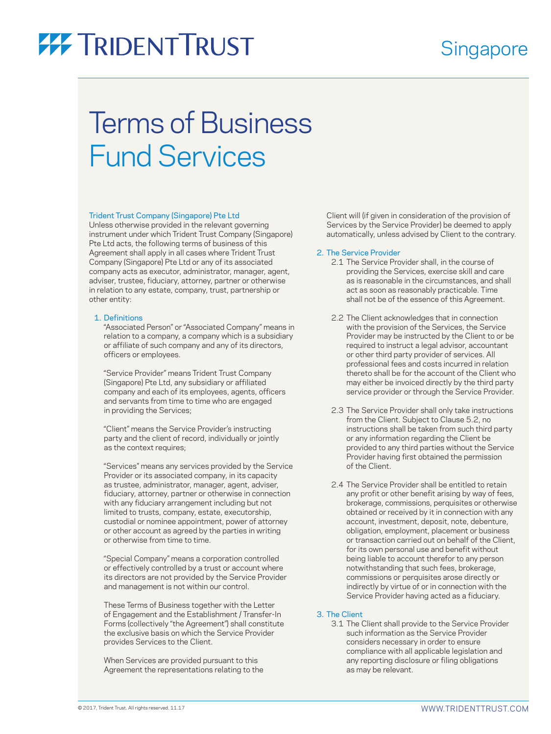# TRIDENT TRUST

Singapore

# Terms of Business
## Fund Services

**Trident Trust Company (Singapore) Pte Ltd**

Unless otherwise provided in the relevant governing instrument under which Trident Trust Company (Singapore) Pte Ltd acts, the following terms of business of this Agreement shall apply in all cases where Trident Trust Company (Singapore) Pte Ltd or any of its associated company acts as executor, administrator, manager, agent, adviser, trustee, fiduciary, attorney, partner or otherwise in relation to any estate, company, trust, partnership or other entity:

### 1. Definitions

"Associated Person" or "Associated Company" means in relation to a company, a company which is a subsidiary or affiliate of such company and any of its directors, officers or employees.

"Service Provider" means Trident Trust Company (Singapore) Pte Ltd, any subsidiary or affiliated company and each of its employees, agents, officers and servants from time to time who are engaged in providing the Services;

"Client" means the Service Provider's instructing party and the client of record, individually or jointly as the context requires;

"Services" means any services provided by the Service Provider or its associated company, in its capacity as trustee, administrator, manager, agent, adviser, fiduciary, attorney, partner or otherwise in connection with any fiduciary arrangement including but not limited to trusts, company, estate, executorship, custodial or nominee appointment, power of attorney or other account as agreed by the parties in writing or otherwise from time to time.

"Special Company" means a corporation controlled or effectively controlled by a trust or account where its directors are not provided by the Service Provider and management is not within our control.

These Terms of Business together with the Letter of Engagement and the Establishment / Transfer-In Forms (collectively "the Agreement") shall constitute the exclusive basis on which the Service Provider provides Services to the Client.

When Services are provided pursuant to this Agreement the representations relating to the Client will (if given in consideration of the provision of Services by the Service Provider) be deemed to apply automatically, unless advised by Client to the contrary.

### 2. The Service Provider

2.1 The Service Provider shall, in the course of providing the Services, exercise skill and care as is reasonable in the circumstances, and shall act as soon as reasonably practicable. Time shall not be of the essence of this Agreement.

2.2 The Client acknowledges that in connection with the provision of the Services, the Service Provider may be instructed by the Client to or be required to instruct a legal advisor, accountant or other third party provider of services. All professional fees and costs incurred in relation thereto shall be for the account of the Client who may either be invoiced directly by the third party service provider or through the Service Provider.

2.3 The Service Provider shall only take instructions from the Client. Subject to Clause 5.2, no instructions shall be taken from such third party or any information regarding the Client be provided to any third parties without the Service Provider having first obtained the permission of the Client.

2.4 The Service Provider shall be entitled to retain any profit or other benefit arising by way of fees, brokerage, commissions, perquisites or otherwise obtained or received by it in connection with any account, investment, deposit, note, debenture, obligation, employment, placement or business or transaction carried out on behalf of the Client, for its own personal use and benefit without being liable to account therefor to any person notwithstanding that such fees, brokerage, commissions or perquisites arose directly or indirectly by virtue of or in connection with the Service Provider having acted as a fiduciary.

### 3. The Client

3.1 The Client shall provide to the Service Provider such information as the Service Provider considers necessary in order to ensure compliance with all applicable legislation and any reporting disclosure or filing obligations as may be relevant.

© 2017, Trident Trust. All rights reserved. 11.17

WWW.TRIDENTTRUST.COM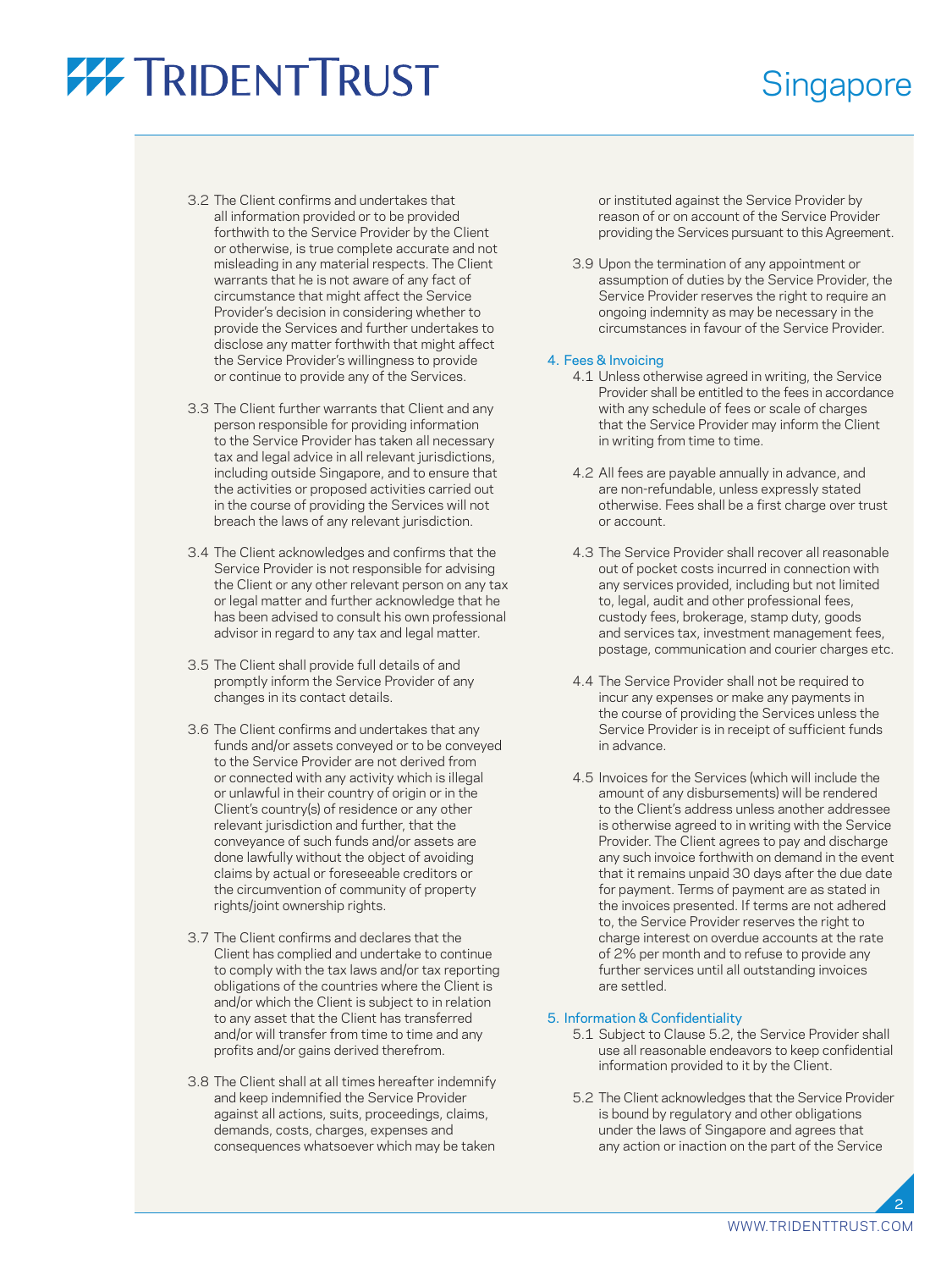3.2 The Client confirms and undertakes that all information provided or to be provided forthwith to the Service Provider by the Client or otherwise, is true complete accurate and not misleading in any material respects. The Client warrants that he is not aware of any fact of circumstance that might affect the Service Provider's decision in considering whether to provide the Services and further undertakes to disclose any matter forthwith that might affect the Service Provider's willingness to provide or continue to provide any of the Services.

3.3 The Client further warrants that Client and any person responsible for providing information to the Service Provider has taken all necessary tax and legal advice in all relevant jurisdictions, including outside Singapore, and to ensure that the activities or proposed activities carried out in the course of providing the Services will not breach the laws of any relevant jurisdiction.

3.4 The Client acknowledges and confirms that the Service Provider is not responsible for advising the Client or any other relevant person on any tax or legal matter and further acknowledge that he has been advised to consult his own professional advisor in regard to any tax and legal matter.

3.5 The Client shall provide full details of and promptly inform the Service Provider of any changes in its contact details.

3.6 The Client confirms and undertakes that any funds and/or assets conveyed or to be conveyed to the Service Provider are not derived from or connected with any activity which is illegal or unlawful in their country of origin or in the Client's country(s) of residence or any other relevant jurisdiction and further, that the conveyance of such funds and/or assets are done lawfully without the object of avoiding claims by actual or foreseeable creditors or the circumvention of community of property rights/joint ownership rights.

3.7 The Client confirms and declares that the Client has complied and undertake to continue to comply with the tax laws and/or tax reporting obligations of the countries where the Client is and/or which the Client is subject to in relation to any asset that the Client has transferred and/or will transfer from time to time and any profits and/or gains derived therefrom.

3.8 The Client shall at all times hereafter indemnify and keep indemnified the Service Provider against all actions, suits, proceedings, claims, demands, costs, charges, expenses and consequences whatsoever which may be taken or instituted against the Service Provider by reason of or on account of the Service Provider providing the Services pursuant to this Agreement.

3.9 Upon the termination of any appointment or assumption of duties by the Service Provider, the Service Provider reserves the right to require an ongoing indemnity as may be necessary in the circumstances in favour of the Service Provider.

## 4. Fees & Invoicing

4.1 Unless otherwise agreed in writing, the Service Provider shall be entitled to the fees in accordance with any schedule of fees or scale of charges that the Service Provider may inform the Client in writing from time to time.

4.2 All fees are payable annually in advance, and are non-refundable, unless expressly stated otherwise. Fees shall be a first charge over trust or account.

4.3 The Service Provider shall recover all reasonable out of pocket costs incurred in connection with any services provided, including but not limited to, legal, audit and other professional fees, custody fees, brokerage, stamp duty, goods and services tax, investment management fees, postage, communication and courier charges etc.

4.4 The Service Provider shall not be required to incur any expenses or make any payments in the course of providing the Services unless the Service Provider is in receipt of sufficient funds in advance.

4.5 Invoices for the Services (which will include the amount of any disbursements) will be rendered to the Client's address unless another addressee is otherwise agreed to in writing with the Service Provider. The Client agrees to pay and discharge any such invoice forthwith on demand in the event that it remains unpaid 30 days after the due date for payment. Terms of payment are as stated in the invoices presented. If terms are not adhered to, the Service Provider reserves the right to charge interest on overdue accounts at the rate of 2% per month and to refuse to provide any further services until all outstanding invoices are settled.

## 5. Information & Confidentiality

5.1 Subject to Clause 5.2, the Service Provider shall use all reasonable endeavors to keep confidential information provided to it by the Client.

5.2 The Client acknowledges that the Service Provider is bound by regulatory and other obligations under the laws of Singapore and agrees that any action or inaction on the part of the Service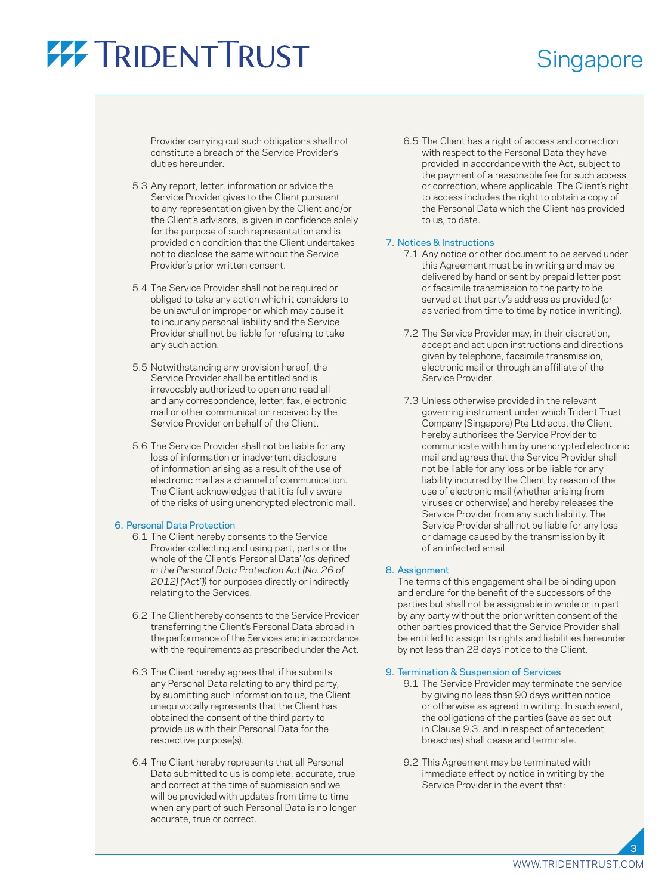Provider carrying out such obligations shall not constitute a breach of the Service Provider's duties hereunder.

5.3 Any report, letter, information or advice the Service Provider gives to the Client pursuant to any representation given by the Client and/or the Client's advisors, is given in confidence solely for the purpose of such representation and is provided on condition that the Client undertakes not to disclose the same without the Service Provider's prior written consent.

5.4 The Service Provider shall not be required or obliged to take any action which it considers to be unlawful or improper or which may cause it to incur any personal liability and the Service Provider shall not be liable for refusing to take any such action.

5.5 Notwithstanding any provision hereof, the Service Provider shall be entitled and is irrevocably authorized to open and read all and any correspondence, letter, fax, electronic mail or other communication received by the Service Provider on behalf of the Client.

5.6 The Service Provider shall not be liable for any loss of information or inadvertent disclosure of information arising as a result of the use of electronic mail as a channel of communication. The Client acknowledges that it is fully aware of the risks of using unencrypted electronic mail.

## 6. Personal Data Protection

6.1 The Client hereby consents to the Service Provider collecting and using part, parts or the whole of the Client's 'Personal Data' *(as defined in the Personal Data Protection Act (No. 26 of 2012) ("Act"))* for purposes directly or indirectly relating to the Services.

6.2 The Client hereby consents to the Service Provider transferring the Client's Personal Data abroad in the performance of the Services and in accordance with the requirements as prescribed under the Act.

6.3 The Client hereby agrees that if he submits any Personal Data relating to any third party, by submitting such information to us, the Client unequivocally represents that the Client has obtained the consent of the third party to provide us with their Personal Data for the respective purpose(s).

6.4 The Client hereby represents that all Personal Data submitted to us is complete, accurate, true and correct at the time of submission and we will be provided with updates from time to time when any part of such Personal Data is no longer accurate, true or correct.

6.5 The Client has a right of access and correction with respect to the Personal Data they have provided in accordance with the Act, subject to the payment of a reasonable fee for such access or correction, where applicable. The Client's right to access includes the right to obtain a copy of the Personal Data which the Client has provided to us, to date.

## 7. Notices & Instructions

7.1 Any notice or other document to be served under this Agreement must be in writing and may be delivered by hand or sent by prepaid letter post or facsimile transmission to the party to be served at that party's address as provided (or as varied from time to time by notice in writing).

7.2 The Service Provider may, in their discretion, accept and act upon instructions and directions given by telephone, facsimile transmission, electronic mail or through an affiliate of the Service Provider.

7.3 Unless otherwise provided in the relevant governing instrument under which Trident Trust Company (Singapore) Pte Ltd acts, the Client hereby authorises the Service Provider to communicate with him by unencrypted electronic mail and agrees that the Service Provider shall not be liable for any loss or be liable for any liability incurred by the Client by reason of the use of electronic mail (whether arising from viruses or otherwise) and hereby releases the Service Provider from any such liability. The Service Provider shall not be liable for any loss or damage caused by the transmission by it of an infected email.

## 8. Assignment

The terms of this engagement shall be binding upon and endure for the benefit of the successors of the parties but shall not be assignable in whole or in part by any party without the prior written consent of the other parties provided that the Service Provider shall be entitled to assign its rights and liabilities hereunder by not less than 28 days' notice to the Client.

## 9. Termination & Suspension of Services

9.1 The Service Provider may terminate the service by giving no less than 90 days written notice or otherwise as agreed in writing. In such event, the obligations of the parties (save as set out in Clause 9.3. and in respect of antecedent breaches) shall cease and terminate.

9.2 This Agreement may be terminated with immediate effect by notice in writing by the Service Provider in the event that: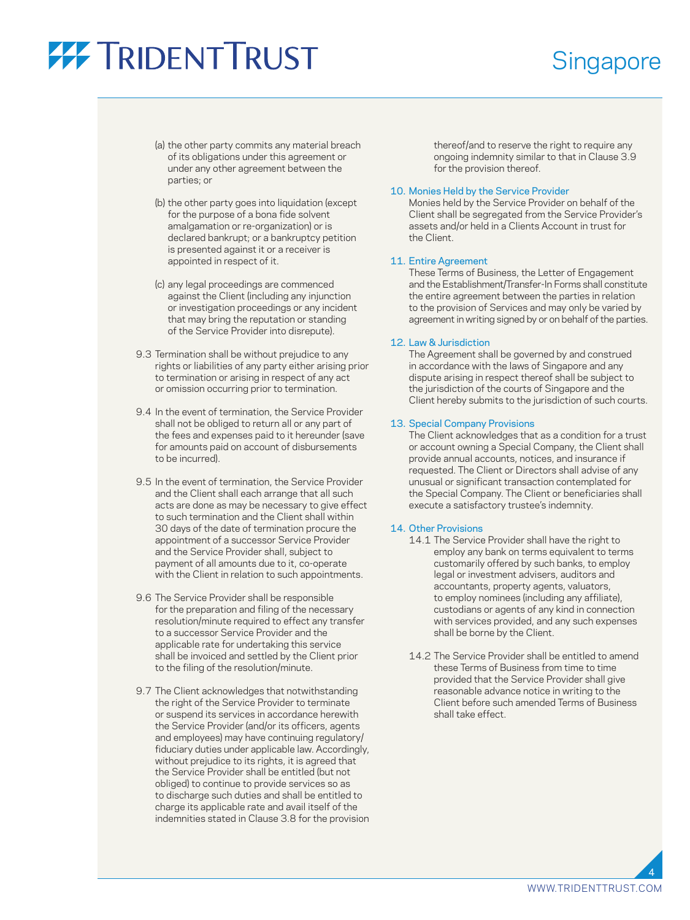(a) the other party commits any material breach of its obligations under this agreement or under any other agreement between the parties; or

(b) the other party goes into liquidation (except for the purpose of a bona fide solvent amalgamation or re-organization) or is declared bankrupt; or a bankruptcy petition is presented against it or a receiver is appointed in respect of it.

(c) any legal proceedings are commenced against the Client (including any injunction or investigation proceedings or any incident that may bring the reputation or standing of the Service Provider into disrepute).

9.3 Termination shall be without prejudice to any rights or liabilities of any party either arising prior to termination or arising in respect of any act or omission occurring prior to termination.

9.4 In the event of termination, the Service Provider shall not be obliged to return all or any part of the fees and expenses paid to it hereunder (save for amounts paid on account of disbursements to be incurred).

9.5 In the event of termination, the Service Provider and the Client shall each arrange that all such acts are done as may be necessary to give effect to such termination and the Client shall within 30 days of the date of termination procure the appointment of a successor Service Provider and the Service Provider shall, subject to payment of all amounts due to it, co-operate with the Client in relation to such appointments.

9.6 The Service Provider shall be responsible for the preparation and filing of the necessary resolution/minute required to effect any transfer to a successor Service Provider and the applicable rate for undertaking this service shall be invoiced and settled by the Client prior to the filing of the resolution/minute.

9.7 The Client acknowledges that notwithstanding the right of the Service Provider to terminate or suspend its services in accordance herewith the Service Provider (and/or its officers, agents and employees) may have continuing regulatory/fiduciary duties under applicable law. Accordingly, without prejudice to its rights, it is agreed that the Service Provider shall be entitled (but not obliged) to continue to provide services so as to discharge such duties and shall be entitled to charge its applicable rate and avail itself of the indemnities stated in Clause 3.8 for the provision thereof/and to reserve the right to require any ongoing indemnity similar to that in Clause 3.9 for the provision thereof.

## 10. Monies Held by the Service Provider

Monies held by the Service Provider on behalf of the Client shall be segregated from the Service Provider's assets and/or held in a Clients Account in trust for the Client.

## 11. Entire Agreement

These Terms of Business, the Letter of Engagement and the Establishment/Transfer-In Forms shall constitute the entire agreement between the parties in relation to the provision of Services and may only be varied by agreement in writing signed by or on behalf of the parties.

## 12. Law & Jurisdiction

The Agreement shall be governed by and construed in accordance with the laws of Singapore and any dispute arising in respect thereof shall be subject to the jurisdiction of the courts of Singapore and the Client hereby submits to the jurisdiction of such courts.

## 13. Special Company Provisions

The Client acknowledges that as a condition for a trust or account owning a Special Company, the Client shall provide annual accounts, notices, and insurance if requested. The Client or Directors shall advise of any unusual or significant transaction contemplated for the Special Company. The Client or beneficiaries shall execute a satisfactory trustee's indemnity.

## 14. Other Provisions

14.1 The Service Provider shall have the right to employ any bank on terms equivalent to terms customarily offered by such banks, to employ legal or investment advisers, auditors and accountants, property agents, valuators, to employ nominees (including any affiliate), custodians or agents of any kind in connection with services provided, and any such expenses shall be borne by the Client.

14.2 The Service Provider shall be entitled to amend these Terms of Business from time to time provided that the Service Provider shall give reasonable advance notice in writing to the Client before such amended Terms of Business shall take effect.